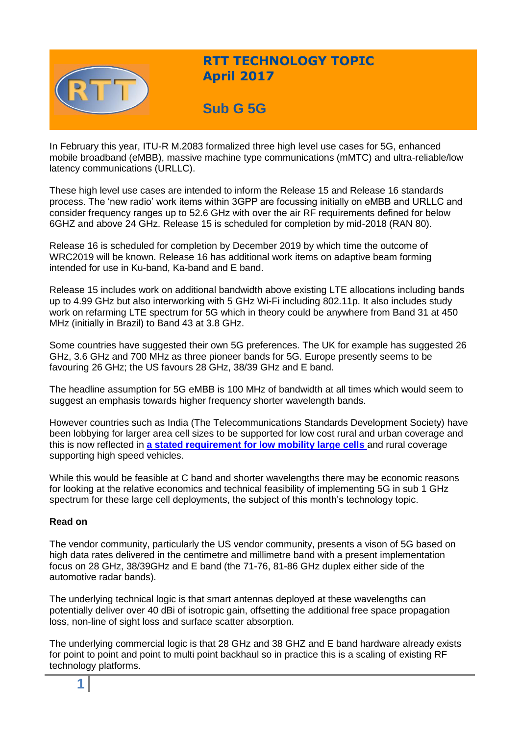# RTT TECHNOLOGY TOPIC
## April 2017

## Sub G 5G

In February this year, ITU-R M.2083 formalized three high level use cases for 5G, enhanced mobile broadband (eMBB), massive machine type communications (mMTC) and ultra-reliable/low latency communications (URLLC).

These high level use cases are intended to inform the Release 15 and Release 16 standards process. The 'new radio' work items within 3GPP are focussing initially on eMBB and URLLC and consider frequency ranges up to 52.6 GHz with over the air RF requirements defined for below 6GHZ and above 24 GHz. Release 15 is scheduled for completion by mid-2018 (RAN 80).

Release 16 is scheduled for completion by December 2019 by which time the outcome of WRC2019 will be known. Release 16 has additional work items on adaptive beam forming intended for use in Ku-band, Ka-band and E band.

Release 15 includes work on additional bandwidth above existing LTE allocations including bands up to 4.99 GHz but also interworking with 5 GHz Wi-Fi including 802.11p. It also includes study work on refarming LTE spectrum for 5G which in theory could be anywhere from Band 31 at 450 MHz (initially in Brazil) to Band 43 at 3.8 GHz.

Some countries have suggested their own 5G preferences. The UK for example has suggested 26 GHz, 3.6 GHz and 700 MHz as three pioneer bands for 5G. Europe presently seems to be favouring 26 GHz; the US favours 28 GHz, 38/39 GHz and E band.

The headline assumption for 5G eMBB is 100 MHz of bandwidth at all times which would seem to suggest an emphasis towards higher frequency shorter wavelength bands.

However countries such as India (The Telecommunications Standards Development Society) have been lobbying for larger area cell sizes to be supported for low cost rural and urban coverage and this is now reflected in **a stated requirement for low mobility large cells** and rural coverage supporting high speed vehicles.

While this would be feasible at C band and shorter wavelengths there may be economic reasons for looking at the relative economics and technical feasibility of implementing 5G in sub 1 GHz spectrum for these large cell deployments, the subject of this month's technology topic.

**Read on**

The vendor community, particularly the US vendor community, presents a vison of 5G based on high data rates delivered in the centimetre and millimetre band with a present implementation focus on 28 GHz, 38/39GHz and E band (the 71-76, 81-86 GHz duplex either side of the automotive radar bands).

The underlying technical logic is that smart antennas deployed at these wavelengths can potentially deliver over 40 dBi of isotropic gain, offsetting the additional free space propagation loss, non-line of sight loss and surface scatter absorption.

The underlying commercial logic is that 28 GHz and 38 GHZ and E band hardware already exists for point to point and point to multi point backhaul so in practice this is a scaling of existing RF technology platforms.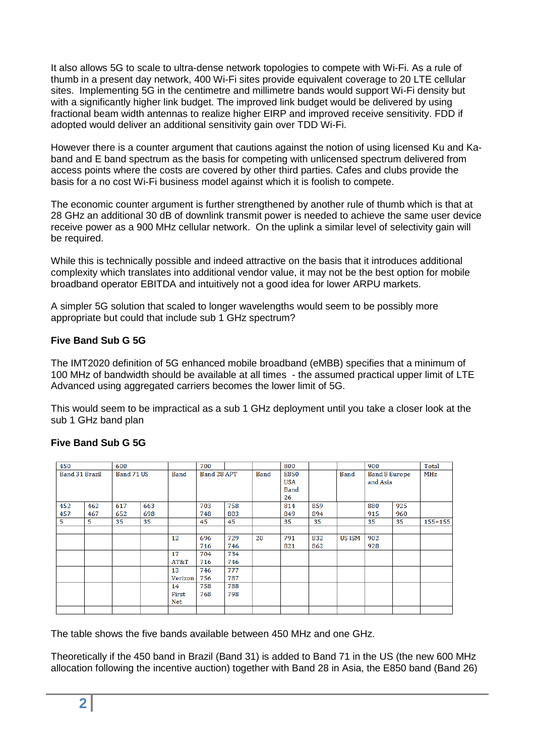It also allows 5G to scale to ultra-dense network topologies to compete with Wi-Fi. As a rule of thumb in a present day network, 400 Wi-Fi sites provide equivalent coverage to 20 LTE cellular sites. Implementing 5G in the centimetre and millimetre bands would support Wi-Fi density but with a significantly higher link budget. The improved link budget would be delivered by using fractional beam width antennas to realize higher EIRP and improved receive sensitivity. FDD if adopted would deliver an additional sensitivity gain over TDD Wi-Fi.

However there is a counter argument that cautions against the notion of using licensed Ku and Ka-band and E band spectrum as the basis for competing with unlicensed spectrum delivered from access points where the costs are covered by other third parties. Cafes and clubs provide the basis for a no cost Wi-Fi business model against which it is foolish to compete.

The economic counter argument is further strengthened by another rule of thumb which is that at 28 GHz an additional 30 dB of downlink transmit power is needed to achieve the same user device receive power as a 900 MHz cellular network. On the uplink a similar level of selectivity gain will be required.

While this is technically possible and indeed attractive on the basis that it introduces additional complexity which translates into additional vendor value, it may not be the best option for mobile broadband operator EBITDA and intuitively not a good idea for lower ARPU markets.

A simpler 5G solution that scaled to longer wavelengths would seem to be possibly more appropriate but could that include sub 1 GHz spectrum?

**Five Band Sub G 5G**

The IMT2020 definition of 5G enhanced mobile broadband (eMBB) specifies that a minimum of 100 MHz of bandwidth should be available at all times - the assumed practical upper limit of LTE Advanced using aggregated carriers becomes the lower limit of 5G.

This would seem to be impractical as a sub 1 GHz deployment until you take a closer look at the sub 1 GHz band plan

**Five Band Sub G 5G**

| 450 | | 600 | | | 700 | | | 800 | | | 900 | | Total |
|---|---|---|---|---|---|---|---|---|---|---|---|---|---|
| Band 31 Brazil | | Band 71 US | | Band | Band 28 APT | | Band | E850 USA Band 26 | | Band | Band 8 Europe and Asia | | MHz |
| 452 457 | 462 467 | 617 652 | 663 698 | | 703 748 | 758 803 | | 814 849 | 859 894 | | 880 915 | 925 960 | |
| 5 | 5 | 35 | 35 | | 45 | 45 | | 35 | 35 | | 35 | 35 | 155+155 |
| | | | | | | | | | | | | | |
| | | | | 12 | 696 716 | 729 746 | 20 | 791 821 | 832 862 | US ISM | 902 928 | | |
| | | | | 17 AT&T | 704 716 | 734 746 | | | | | | | |
| | | | | 13 Verizon | 746 756 | 777 787 | | | | | | | |
| | | | | 14 First Net | 758 768 | 788 798 | | | | | | | |
| | | | | | | | | | | | | | |

The table shows the five bands available between 450 MHz and one GHz.

Theoretically if the 450 band in Brazil (Band 31) is added to Band 71 in the US (the new 600 MHz allocation following the incentive auction) together with Band 28 in Asia, the E850 band (Band 26)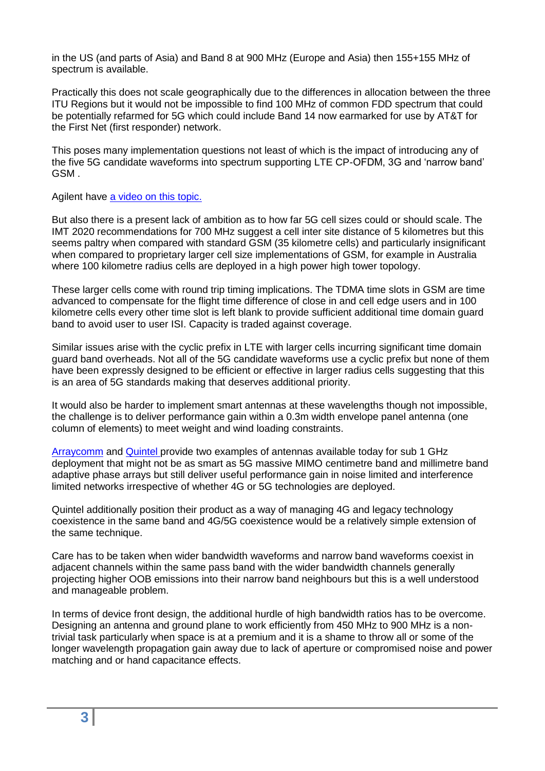in the US (and parts of Asia) and Band 8 at 900 MHz (Europe and Asia) then 155+155 MHz of spectrum is available.

Practically this does not scale geographically due to the differences in allocation between the three ITU Regions but it would not be impossible to find 100 MHz of common FDD spectrum that could be potentially refarmed for 5G which could include Band 14 now earmarked for use by AT&T for the First Net (first responder) network.

This poses many implementation questions not least of which is the impact of introducing any of the five 5G candidate waveforms into spectrum supporting LTE CP-OFDM, 3G and 'narrow band' GSM .

Agilent have [a video on this topic.]()

But also there is a present lack of ambition as to how far 5G cell sizes could or should scale. The IMT 2020 recommendations for 700 MHz suggest a cell inter site distance of 5 kilometres but this seems paltry when compared with standard GSM (35 kilometre cells) and particularly insignificant when compared to proprietary larger cell size implementations of GSM, for example in Australia where 100 kilometre radius cells are deployed in a high power high tower topology.

These larger cells come with round trip timing implications. The TDMA time slots in GSM are time advanced to compensate for the flight time difference of close in and cell edge users and in 100 kilometre cells every other time slot is left blank to provide sufficient additional time domain guard band to avoid user to user ISI. Capacity is traded against coverage.

Similar issues arise with the cyclic prefix in LTE with larger cells incurring significant time domain guard band overheads. Not all of the 5G candidate waveforms use a cyclic prefix but none of them have been expressly designed to be efficient or effective in larger radius cells suggesting that this is an area of 5G standards making that deserves additional priority.

It would also be harder to implement smart antennas at these wavelengths though not impossible, the challenge is to deliver performance gain within a 0.3m width envelope panel antenna (one column of elements) to meet weight and wind loading constraints.

[Arraycomm]() and [Quintel ]()provide two examples of antennas available today for sub 1 GHz deployment that might not be as smart as 5G massive MIMO centimetre band and millimetre band adaptive phase arrays but still deliver useful performance gain in noise limited and interference limited networks irrespective of whether 4G or 5G technologies are deployed.

Quintel additionally position their product as a way of managing 4G and legacy technology coexistence in the same band and 4G/5G coexistence would be a relatively simple extension of the same technique.

Care has to be taken when wider bandwidth waveforms and narrow band waveforms coexist in adjacent channels within the same pass band with the wider bandwidth channels generally projecting higher OOB emissions into their narrow band neighbours but this is a well understood and manageable problem.

In terms of device front design, the additional hurdle of high bandwidth ratios has to be overcome. Designing an antenna and ground plane to work efficiently from 450 MHz to 900 MHz is a non-trivial task particularly when space is at a premium and it is a shame to throw all or some of the longer wavelength propagation gain away due to lack of aperture or compromised noise and power matching and or hand capacitance effects.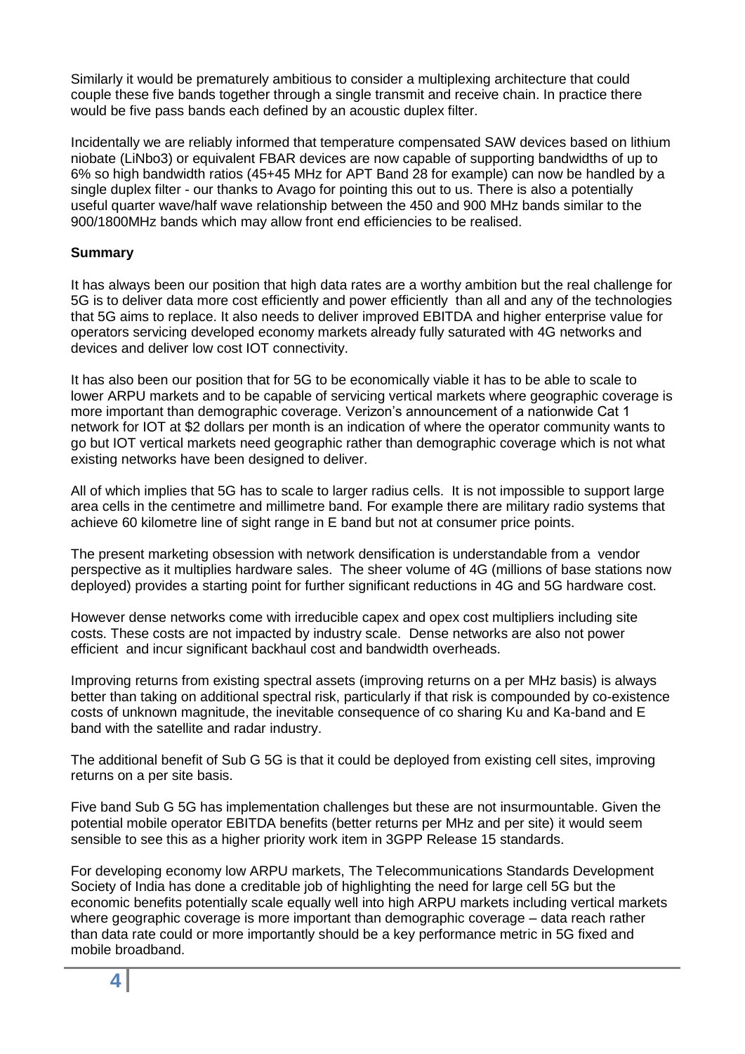Similarly it would be prematurely ambitious to consider a multiplexing architecture that could couple these five bands together through a single transmit and receive chain. In practice there would be five pass bands each defined by an acoustic duplex filter.

Incidentally we are reliably informed that temperature compensated SAW devices based on lithium niobate (LiNbo3) or equivalent FBAR devices are now capable of supporting bandwidths of up to 6% so high bandwidth ratios (45+45 MHz for APT Band 28 for example) can now be handled by a single duplex filter - our thanks to Avago for pointing this out to us. There is also a potentially useful quarter wave/half wave relationship between the 450 and 900 MHz bands similar to the 900/1800MHz bands which may allow front end efficiencies to be realised.

**Summary**

It has always been our position that high data rates are a worthy ambition but the real challenge for 5G is to deliver data more cost efficiently and power efficiently than all and any of the technologies that 5G aims to replace. It also needs to deliver improved EBITDA and higher enterprise value for operators servicing developed economy markets already fully saturated with 4G networks and devices and deliver low cost IOT connectivity.

It has also been our position that for 5G to be economically viable it has to be able to scale to lower ARPU markets and to be capable of servicing vertical markets where geographic coverage is more important than demographic coverage. Verizon's announcement of a nationwide Cat 1 network for IOT at $2 dollars per month is an indication of where the operator community wants to go but IOT vertical markets need geographic rather than demographic coverage which is not what existing networks have been designed to deliver.

All of which implies that 5G has to scale to larger radius cells. It is not impossible to support large area cells in the centimetre and millimetre band. For example there are military radio systems that achieve 60 kilometre line of sight range in E band but not at consumer price points.

The present marketing obsession with network densification is understandable from a vendor perspective as it multiplies hardware sales. The sheer volume of 4G (millions of base stations now deployed) provides a starting point for further significant reductions in 4G and 5G hardware cost.

However dense networks come with irreducible capex and opex cost multipliers including site costs. These costs are not impacted by industry scale. Dense networks are also not power efficient and incur significant backhaul cost and bandwidth overheads.

Improving returns from existing spectral assets (improving returns on a per MHz basis) is always better than taking on additional spectral risk, particularly if that risk is compounded by co-existence costs of unknown magnitude, the inevitable consequence of co sharing Ku and Ka-band and E band with the satellite and radar industry.

The additional benefit of Sub G 5G is that it could be deployed from existing cell sites, improving returns on a per site basis.

Five band Sub G 5G has implementation challenges but these are not insurmountable. Given the potential mobile operator EBITDA benefits (better returns per MHz and per site) it would seem sensible to see this as a higher priority work item in 3GPP Release 15 standards.

For developing economy low ARPU markets, The Telecommunications Standards Development Society of India has done a creditable job of highlighting the need for large cell 5G but the economic benefits potentially scale equally well into high ARPU markets including vertical markets where geographic coverage is more important than demographic coverage – data reach rather than data rate could or more importantly should be a key performance metric in 5G fixed and mobile broadband.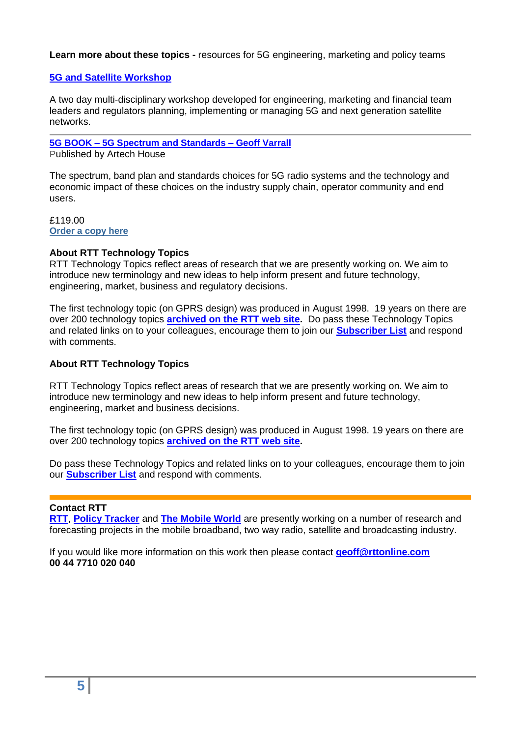**Learn more about these topics -** resources for 5G engineering, marketing and policy teams

**5G and Satellite Workshop**

A two day multi-disciplinary workshop developed for engineering, marketing and financial team leaders and regulators planning, implementing or managing 5G and next generation satellite networks.

---

**5G BOOK – 5G Spectrum and Standards – Geoff Varrall**
Published by Artech House

The spectrum, band plan and standards choices for 5G radio systems and the technology and economic impact of these choices on the industry supply chain, operator community and end users.

£119.00
**Order a copy here**

**About RTT Technology Topics**
RTT Technology Topics reflect areas of research that we are presently working on. We aim to introduce new terminology and new ideas to help inform present and future technology, engineering, market, business and regulatory decisions.

The first technology topic (on GPRS design) was produced in August 1998. 19 years on there are over 200 technology topics **archived on the RTT web site**. Do pass these Technology Topics and related links on to your colleagues, encourage them to join our **Subscriber List** and respond with comments.

**About RTT Technology Topics**

RTT Technology Topics reflect areas of research that we are presently working on. We aim to introduce new terminology and new ideas to help inform present and future technology, engineering, market and business decisions.

The first technology topic (on GPRS design) was produced in August 1998. 19 years on there are over 200 technology topics **archived on the RTT web site**.

Do pass these Technology Topics and related links on to your colleagues, encourage them to join our **Subscriber List** and respond with comments.

---

**Contact RTT**
**RTT**, **Policy Tracker** and **The Mobile World** are presently working on a number of research and forecasting projects in the mobile broadband, two way radio, satellite and broadcasting industry.

If you would like more information on this work then please contact **geoff@rttonline.com**
**00 44 7710 020 040**